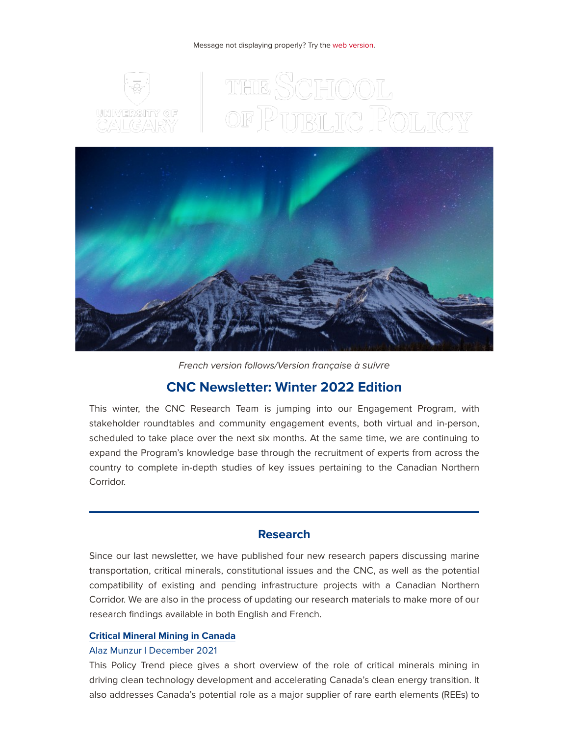Message not displaying properly? Try the web version.

*French version follows/Version française à suivre*

## CNC Newsletter: Winter 2022 Edition

This winter, the CNC Research Team is jumping into our Engagement Program, with stakeholder roundtables and community engagement events, both virtual and in-person, scheduled to take place over the next six months. At the same time, we are continuing to expand the Program's knowledge base through the recruitment of experts from across the country to complete in-depth studies of key issues pertaining to the Canadian Northern Corridor.

---

## Research

Since our last newsletter, we have published four new research papers discussing marine transportation, critical minerals, constitutional issues and the CNC, as well as the potential compatibility of existing and pending infrastructure projects with a Canadian Northern Corridor. We are also in the process of updating our research materials to make more of our research findings available in both English and French.

### Critical Mineral Mining in Canada

Alaz Munzur | December 2021

This Policy Trend piece gives a short overview of the role of critical minerals mining in driving clean technology development and accelerating Canada's clean energy transition. It also addresses Canada's potential role as a major supplier of rare earth elements (REEs) to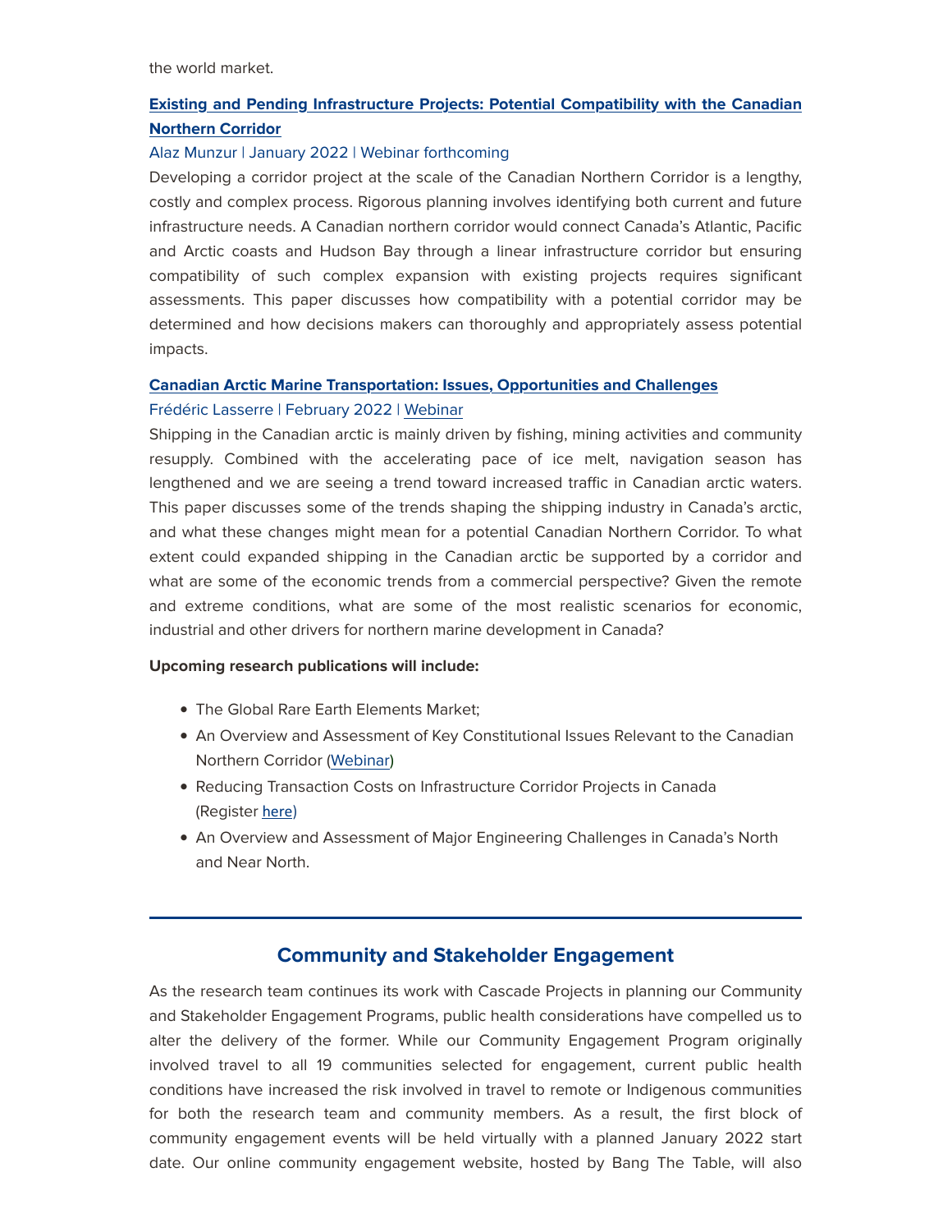the world market.

**[Existing and Pending Infrastructure Projects: Potential Compatibility with the Canadian Northern Corridor](#)**

Alaz Munzur | January 2022 | Webinar forthcoming

Developing a corridor project at the scale of the Canadian Northern Corridor is a lengthy, costly and complex process. Rigorous planning involves identifying both current and future infrastructure needs. A Canadian northern corridor would connect Canada's Atlantic, Pacific and Arctic coasts and Hudson Bay through a linear infrastructure corridor but ensuring compatibility of such complex expansion with existing projects requires significant assessments. This paper discusses how compatibility with a potential corridor may be determined and how decisions makers can thoroughly and appropriately assess potential impacts.

**[Canadian Arctic Marine Transportation: Issues, Opportunities and Challenges](#)**

Frédéric Lasserre | February 2022 | [Webinar](#)

Shipping in the Canadian arctic is mainly driven by fishing, mining activities and community resupply. Combined with the accelerating pace of ice melt, navigation season has lengthened and we are seeing a trend toward increased traffic in Canadian arctic waters. This paper discusses some of the trends shaping the shipping industry in Canada's arctic, and what these changes might mean for a potential Canadian Northern Corridor. To what extent could expanded shipping in the Canadian arctic be supported by a corridor and what are some of the economic trends from a commercial perspective? Given the remote and extreme conditions, what are some of the most realistic scenarios for economic, industrial and other drivers for northern marine development in Canada?

**Upcoming research publications will include:**

- The Global Rare Earth Elements Market;
- An Overview and Assessment of Key Constitutional Issues Relevant to the Canadian Northern Corridor ([Webinar](#))
- Reducing Transaction Costs on Infrastructure Corridor Projects in Canada (Register [here](#))
- An Overview and Assessment of Major Engineering Challenges in Canada's North and Near North.

---

## Community and Stakeholder Engagement

As the research team continues its work with Cascade Projects in planning our Community and Stakeholder Engagement Programs, public health considerations have compelled us to alter the delivery of the former. While our Community Engagement Program originally involved travel to all 19 communities selected for engagement, current public health conditions have increased the risk involved in travel to remote or Indigenous communities for both the research team and community members. As a result, the first block of community engagement events will be held virtually with a planned January 2022 start date. Our online community engagement website, hosted by Bang The Table, will also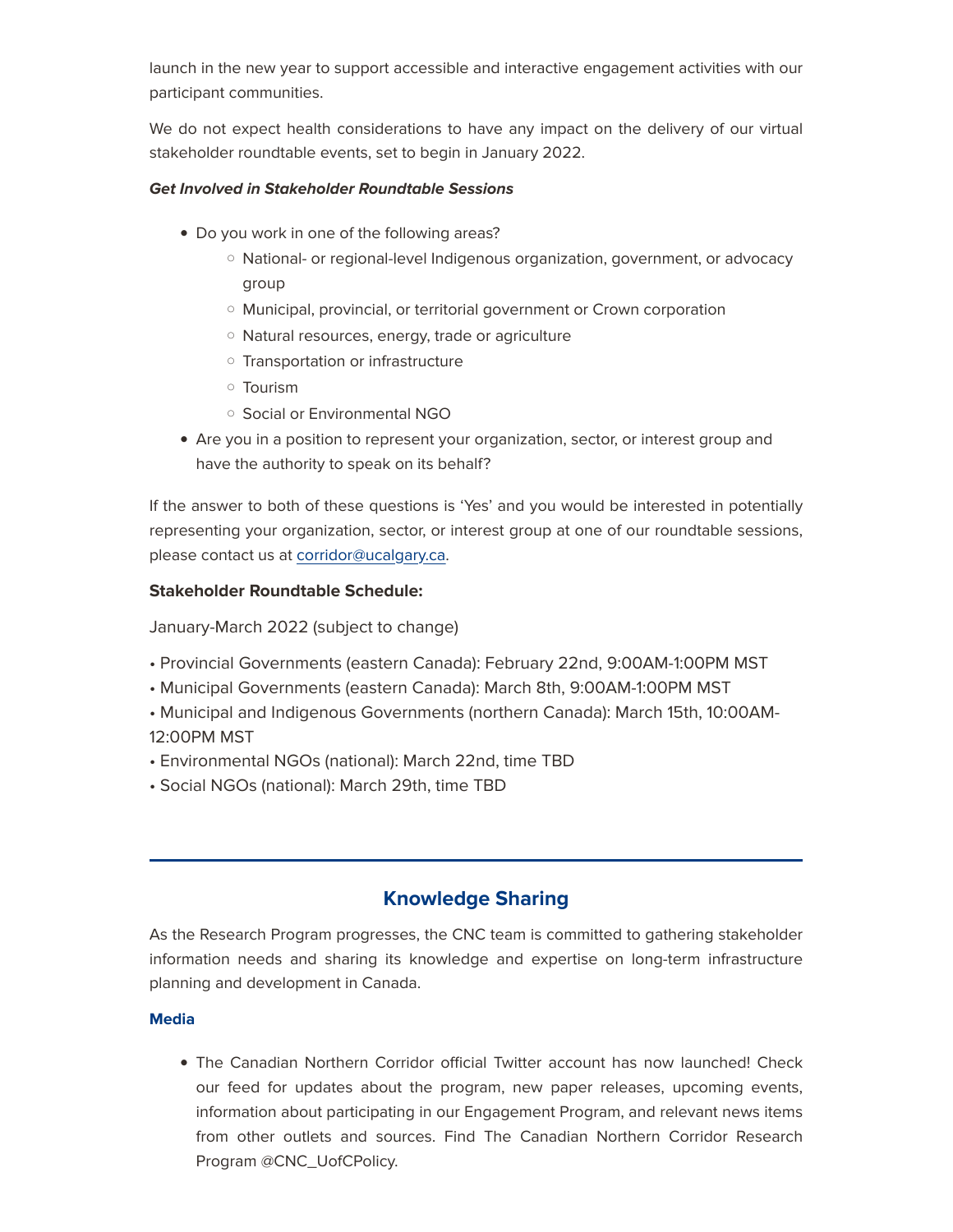launch in the new year to support accessible and interactive engagement activities with our participant communities.

We do not expect health considerations to have any impact on the delivery of our virtual stakeholder roundtable events, set to begin in January 2022.

***Get Involved in Stakeholder Roundtable Sessions***

- Do you work in one of the following areas?
  - National- or regional-level Indigenous organization, government, or advocacy group
  - Municipal, provincial, or territorial government or Crown corporation
  - Natural resources, energy, trade or agriculture
  - Transportation or infrastructure
  - Tourism
  - Social or Environmental NGO
- Are you in a position to represent your organization, sector, or interest group and have the authority to speak on its behalf?

If the answer to both of these questions is 'Yes' and you would be interested in potentially representing your organization, sector, or interest group at one of our roundtable sessions, please contact us at corridor@ucalgary.ca.

**Stakeholder Roundtable Schedule:**

January-March 2022 (subject to change)

- Provincial Governments (eastern Canada): February 22nd, 9:00AM-1:00PM MST
- Municipal Governments (eastern Canada): March 8th, 9:00AM-1:00PM MST
- Municipal and Indigenous Governments (northern Canada): March 15th, 10:00AM-12:00PM MST
- Environmental NGOs (national): March 22nd, time TBD
- Social NGOs (national): March 29th, time TBD

---

## Knowledge Sharing

As the Research Program progresses, the CNC team is committed to gathering stakeholder information needs and sharing its knowledge and expertise on long-term infrastructure planning and development in Canada.

### Media

- The Canadian Northern Corridor official Twitter account has now launched! Check our feed for updates about the program, new paper releases, upcoming events, information about participating in our Engagement Program, and relevant news items from other outlets and sources. Find The Canadian Northern Corridor Research Program @CNC_UofCPolicy.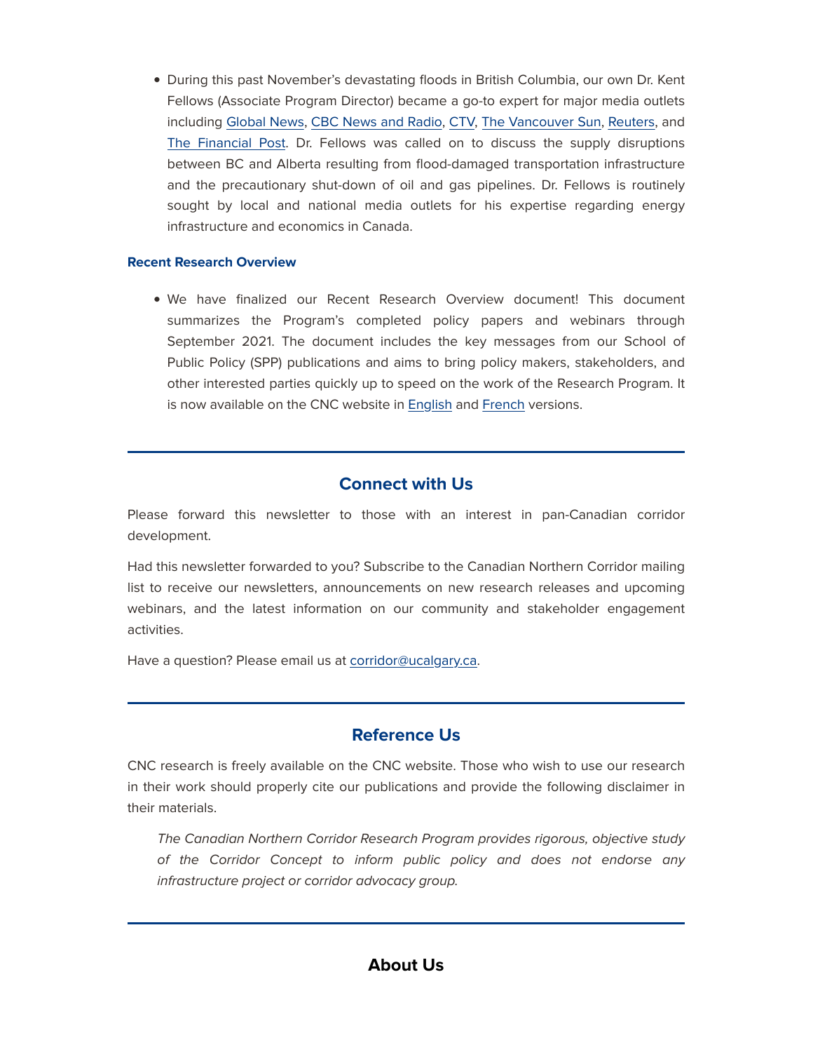- During this past November's devastating floods in British Columbia, our own Dr. Kent Fellows (Associate Program Director) became a go-to expert for major media outlets including Global News, CBC News and Radio, CTV, The Vancouver Sun, Reuters, and The Financial Post. Dr. Fellows was called on to discuss the supply disruptions between BC and Alberta resulting from flood-damaged transportation infrastructure and the precautionary shut-down of oil and gas pipelines. Dr. Fellows is routinely sought by local and national media outlets for his expertise regarding energy infrastructure and economics in Canada.

### Recent Research Overview

- We have finalized our Recent Research Overview document! This document summarizes the Program's completed policy papers and webinars through September 2021. The document includes the key messages from our School of Public Policy (SPP) publications and aims to bring policy makers, stakeholders, and other interested parties quickly up to speed on the work of the Research Program. It is now available on the CNC website in English and French versions.

---

## Connect with Us

Please forward this newsletter to those with an interest in pan-Canadian corridor development.

Had this newsletter forwarded to you? Subscribe to the Canadian Northern Corridor mailing list to receive our newsletters, announcements on new research releases and upcoming webinars, and the latest information on our community and stakeholder engagement activities.

Have a question? Please email us at corridor@ucalgary.ca.

---

## Reference Us

CNC research is freely available on the CNC website. Those who wish to use our research in their work should properly cite our publications and provide the following disclaimer in their materials.

> *The Canadian Northern Corridor Research Program provides rigorous, objective study of the Corridor Concept to inform public policy and does not endorse any infrastructure project or corridor advocacy group.*

---

## About Us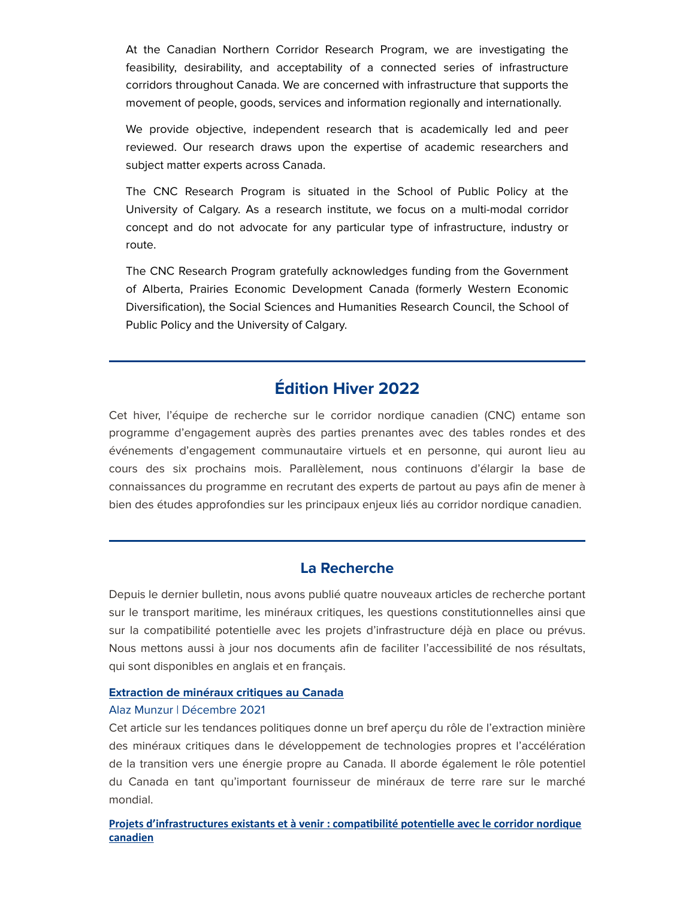At the Canadian Northern Corridor Research Program, we are investigating the feasibility, desirability, and acceptability of a connected series of infrastructure corridors throughout Canada. We are concerned with infrastructure that supports the movement of people, goods, services and information regionally and internationally.

We provide objective, independent research that is academically led and peer reviewed. Our research draws upon the expertise of academic researchers and subject matter experts across Canada.

The CNC Research Program is situated in the School of Public Policy at the University of Calgary. As a research institute, we focus on a multi-modal corridor concept and do not advocate for any particular type of infrastructure, industry or route.

The CNC Research Program gratefully acknowledges funding from the Government of Alberta, Prairies Economic Development Canada (formerly Western Economic Diversification), the Social Sciences and Humanities Research Council, the School of Public Policy and the University of Calgary.

---

## Édition Hiver 2022

Cet hiver, l'équipe de recherche sur le corridor nordique canadien (CNC) entame son programme d'engagement auprès des parties prenantes avec des tables rondes et des événements d'engagement communautaire virtuels et en personne, qui auront lieu au cours des six prochains mois. Parallèlement, nous continuons d'élargir la base de connaissances du programme en recrutant des experts de partout au pays afin de mener à bien des études approfondies sur les principaux enjeux liés au corridor nordique canadien.

---

## La Recherche

Depuis le dernier bulletin, nous avons publié quatre nouveaux articles de recherche portant sur le transport maritime, les minéraux critiques, les questions constitutionnelles ainsi que sur la compatibilité potentielle avec les projets d'infrastructure déjà en place ou prévus. Nous mettons aussi à jour nos documents afin de faciliter l'accessibilité de nos résultats, qui sont disponibles en anglais et en français.

**Extraction de minéraux critiques au Canada**

Alaz Munzur | Décembre 2021

Cet article sur les tendances politiques donne un bref aperçu du rôle de l'extraction minière des minéraux critiques dans le développement de technologies propres et l'accélération de la transition vers une énergie propre au Canada. Il aborde également le rôle potentiel du Canada en tant qu'important fournisseur de minéraux de terre rare sur le marché mondial.

**Projets d'infrastructures existants et à venir : compatibilité potentielle avec le corridor nordique canadien**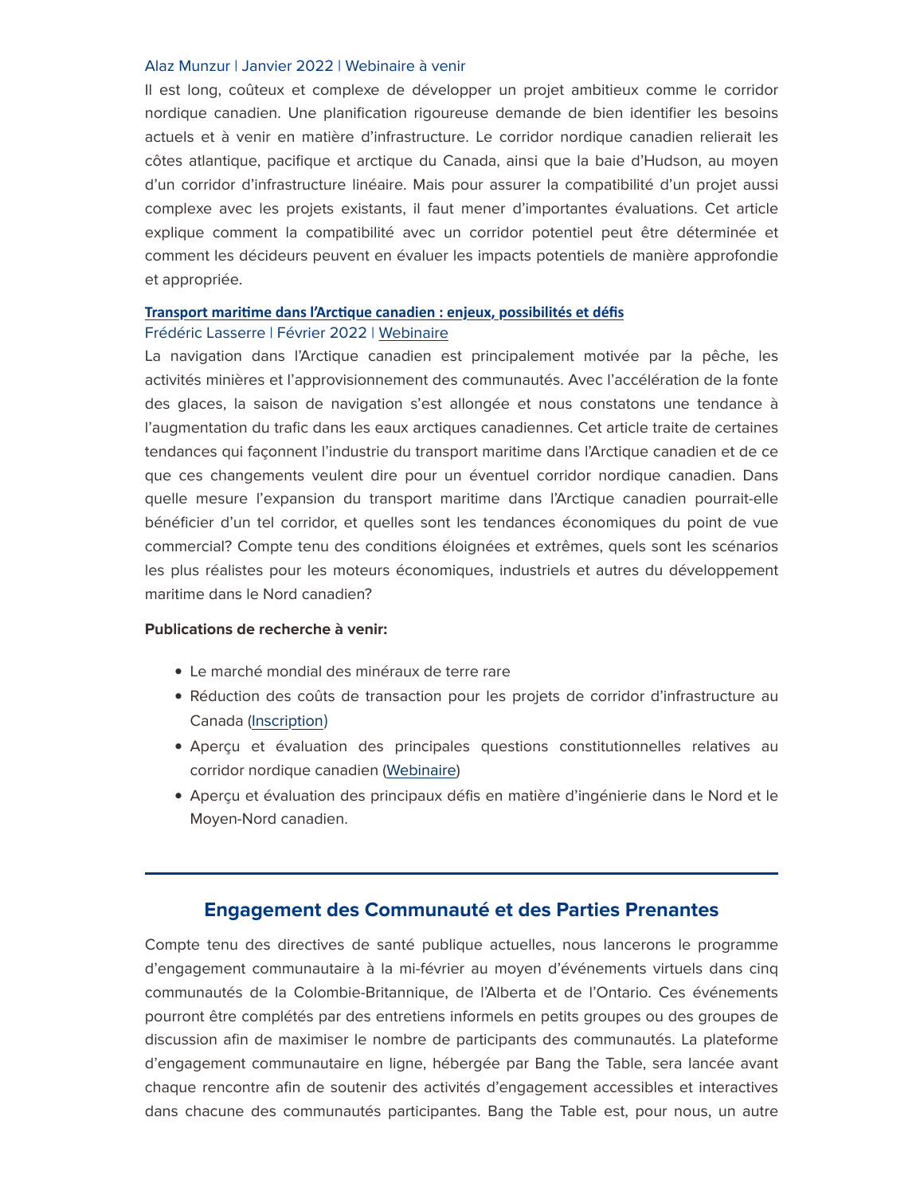Alaz Munzur | Janvier 2022 | Webinaire à venir

Il est long, coûteux et complexe de développer un projet ambitieux comme le corridor nordique canadien. Une planification rigoureuse demande de bien identifier les besoins actuels et à venir en matière d'infrastructure. Le corridor nordique canadien relierait les côtes atlantique, pacifique et arctique du Canada, ainsi que la baie d'Hudson, au moyen d'un corridor d'infrastructure linéaire. Mais pour assurer la compatibilité d'un projet aussi complexe avec les projets existants, il faut mener d'importantes évaluations. Cet article explique comment la compatibilité avec un corridor potentiel peut être déterminée et comment les décideurs peuvent en évaluer les impacts potentiels de manière approfondie et appropriée.

**Transport maritime dans l'Arctique canadien : enjeux, possibilités et défis**

Frédéric Lasserre | Février 2022 | Webinaire

La navigation dans l'Arctique canadien est principalement motivée par la pêche, les activités minières et l'approvisionnement des communautés. Avec l'accélération de la fonte des glaces, la saison de navigation s'est allongée et nous constatons une tendance à l'augmentation du trafic dans les eaux arctiques canadiennes. Cet article traite de certaines tendances qui façonnent l'industrie du transport maritime dans l'Arctique canadien et de ce que ces changements veulent dire pour un éventuel corridor nordique canadien. Dans quelle mesure l'expansion du transport maritime dans l'Arctique canadien pourrait-elle bénéficier d'un tel corridor, et quelles sont les tendances économiques du point de vue commercial? Compte tenu des conditions éloignées et extrêmes, quels sont les scénarios les plus réalistes pour les moteurs économiques, industriels et autres du développement maritime dans le Nord canadien?

**Publications de recherche à venir:**

- Le marché mondial des minéraux de terre rare
- Réduction des coûts de transaction pour les projets de corridor d'infrastructure au Canada (Inscription)
- Aperçu et évaluation des principales questions constitutionnelles relatives au corridor nordique canadien (Webinaire)
- Aperçu et évaluation des principaux défis en matière d'ingénierie dans le Nord et le Moyen-Nord canadien.

---

## Engagement des Communauté et des Parties Prenantes

Compte tenu des directives de santé publique actuelles, nous lancerons le programme d'engagement communautaire à la mi-février au moyen d'événements virtuels dans cinq communautés de la Colombie-Britannique, de l'Alberta et de l'Ontario. Ces événements pourront être complétés par des entretiens informels en petits groupes ou des groupes de discussion afin de maximiser le nombre de participants des communautés. La plateforme d'engagement communautaire en ligne, hébergée par Bang the Table, sera lancée avant chaque rencontre afin de soutenir des activités d'engagement accessibles et interactives dans chacune des communautés participantes. Bang the Table est, pour nous, un autre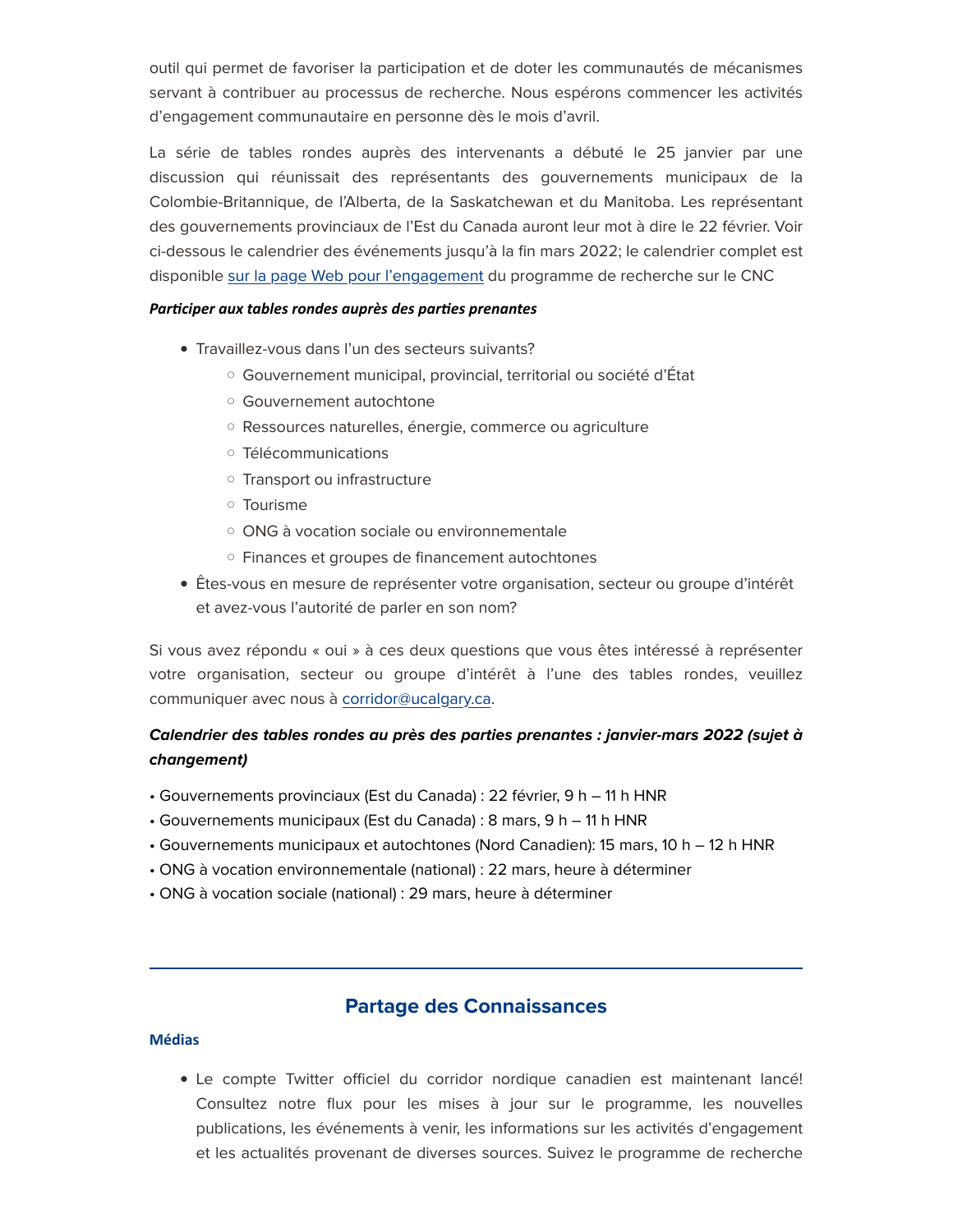outil qui permet de favoriser la participation et de doter les communautés de mécanismes servant à contribuer au processus de recherche. Nous espérons commencer les activités d'engagement communautaire en personne dès le mois d'avril.

La série de tables rondes auprès des intervenants a débuté le 25 janvier par une discussion qui réunissait des représentants des gouvernements municipaux de la Colombie-Britannique, de l'Alberta, de la Saskatchewan et du Manitoba. Les représentant des gouvernements provinciaux de l'Est du Canada auront leur mot à dire le 22 février. Voir ci-dessous le calendrier des événements jusqu'à la fin mars 2022; le calendrier complet est disponible [sur la page Web pour l'engagement](#) du programme de recherche sur le CNC

***Participer aux tables rondes auprès des parties prenantes***

- Travaillez-vous dans l'un des secteurs suivants?
  - Gouvernement municipal, provincial, territorial ou société d'État
  - Gouvernement autochtone
  - Ressources naturelles, énergie, commerce ou agriculture
  - Télécommunications
  - Transport ou infrastructure
  - Tourisme
  - ONG à vocation sociale ou environnementale
  - Finances et groupes de financement autochtones
- Êtes-vous en mesure de représenter votre organisation, secteur ou groupe d'intérêt et avez-vous l'autorité de parler en son nom?

Si vous avez répondu « oui » à ces deux questions que vous êtes intéressé à représenter votre organisation, secteur ou groupe d'intérêt à l'une des tables rondes, veuillez communiquer avec nous à corridor@ucalgary.ca.

***Calendrier des tables rondes au près des parties prenantes : janvier-mars 2022 (sujet à changement)***

• Gouvernements provinciaux (Est du Canada) : 22 février, 9 h – 11 h HNR
• Gouvernements municipaux (Est du Canada) : 8 mars, 9 h – 11 h HNR
• Gouvernements municipaux et autochtones (Nord Canadien): 15 mars, 10 h – 12 h HNR
• ONG à vocation environnementale (national) : 22 mars, heure à déterminer
• ONG à vocation sociale (national) : 29 mars, heure à déterminer

---

## Partage des Connaissances

### Médias

- Le compte Twitter officiel du corridor nordique canadien est maintenant lancé! Consultez notre flux pour les mises à jour sur le programme, les nouvelles publications, les événements à venir, les informations sur les activités d'engagement et les actualités provenant de diverses sources. Suivez le programme de recherche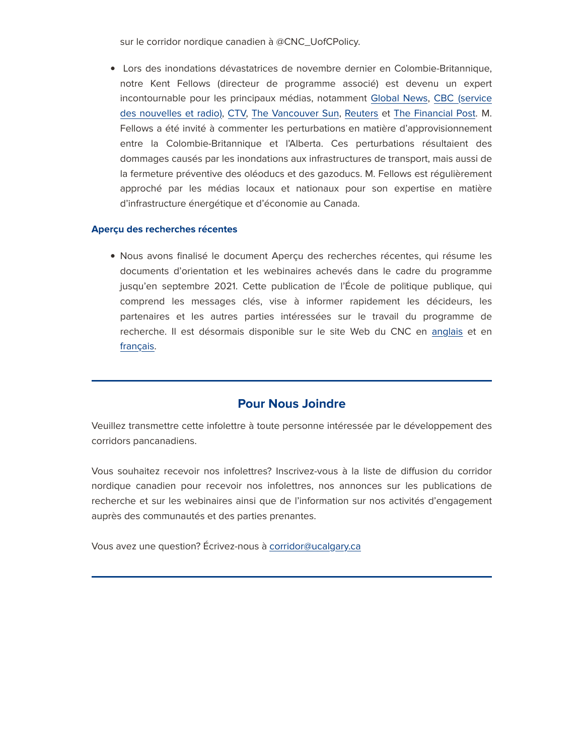sur le corridor nordique canadien à @CNC_UofCPolicy.

- Lors des inondations dévastatrices de novembre dernier en Colombie-Britannique, notre Kent Fellows (directeur de programme associé) est devenu un expert incontournable pour les principaux médias, notamment Global News, CBC (service des nouvelles et radio), CTV, The Vancouver Sun, Reuters et The Financial Post. M. Fellows a été invité à commenter les perturbations en matière d'approvisionnement entre la Colombie-Britannique et l'Alberta. Ces perturbations résultaient des dommages causés par les inondations aux infrastructures de transport, mais aussi de la fermeture préventive des oléoducs et des gazoducs. M. Fellows est régulièrement approché par les médias locaux et nationaux pour son expertise en matière d'infrastructure énergétique et d'économie au Canada.

### Aperçu des recherches récentes

- Nous avons finalisé le document Aperçu des recherches récentes, qui résume les documents d'orientation et les webinaires achevés dans le cadre du programme jusqu'en septembre 2021. Cette publication de l'École de politique publique, qui comprend les messages clés, vise à informer rapidement les décideurs, les partenaires et les autres parties intéressées sur le travail du programme de recherche. Il est désormais disponible sur le site Web du CNC en anglais et en français.

---

## Pour Nous Joindre

Veuillez transmettre cette infolettre à toute personne intéressée par le développement des corridors pancanadiens.

Vous souhaitez recevoir nos infolettres? Inscrivez-vous à la liste de diffusion du corridor nordique canadien pour recevoir nos infolettres, nos annonces sur les publications de recherche et sur les webinaires ainsi que de l'information sur nos activités d'engagement auprès des communautés et des parties prenantes.

Vous avez une question? Écrivez-nous à corridor@ucalgary.ca

---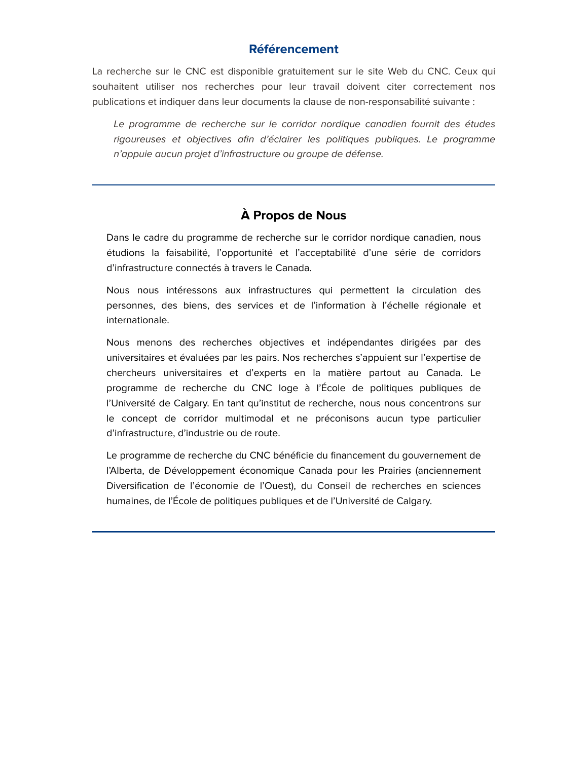## Référencement

La recherche sur le CNC est disponible gratuitement sur le site Web du CNC. Ceux qui souhaitent utiliser nos recherches pour leur travail doivent citer correctement nos publications et indiquer dans leur documents la clause de non-responsabilité suivante :

> *Le programme de recherche sur le corridor nordique canadien fournit des études rigoureuses et objectives afin d'éclairer les politiques publiques. Le programme n'appuie aucun projet d'infrastructure ou groupe de défense.*

---

## À Propos de Nous

Dans le cadre du programme de recherche sur le corridor nordique canadien, nous étudions la faisabilité, l'opportunité et l'acceptabilité d'une série de corridors d'infrastructure connectés à travers le Canada.

Nous nous intéressons aux infrastructures qui permettent la circulation des personnes, des biens, des services et de l'information à l'échelle régionale et internationale.

Nous menons des recherches objectives et indépendantes dirigées par des universitaires et évaluées par les pairs. Nos recherches s'appuient sur l'expertise de chercheurs universitaires et d'experts en la matière partout au Canada. Le programme de recherche du CNC loge à l'École de politiques publiques de l'Université de Calgary. En tant qu'institut de recherche, nous nous concentrons sur le concept de corridor multimodal et ne préconisons aucun type particulier d'infrastructure, d'industrie ou de route.

Le programme de recherche du CNC bénéficie du financement du gouvernement de l'Alberta, de Développement économique Canada pour les Prairies (anciennement Diversification de l'économie de l'Ouest), du Conseil de recherches en sciences humaines, de l'École de politiques publiques et de l'Université de Calgary.

---